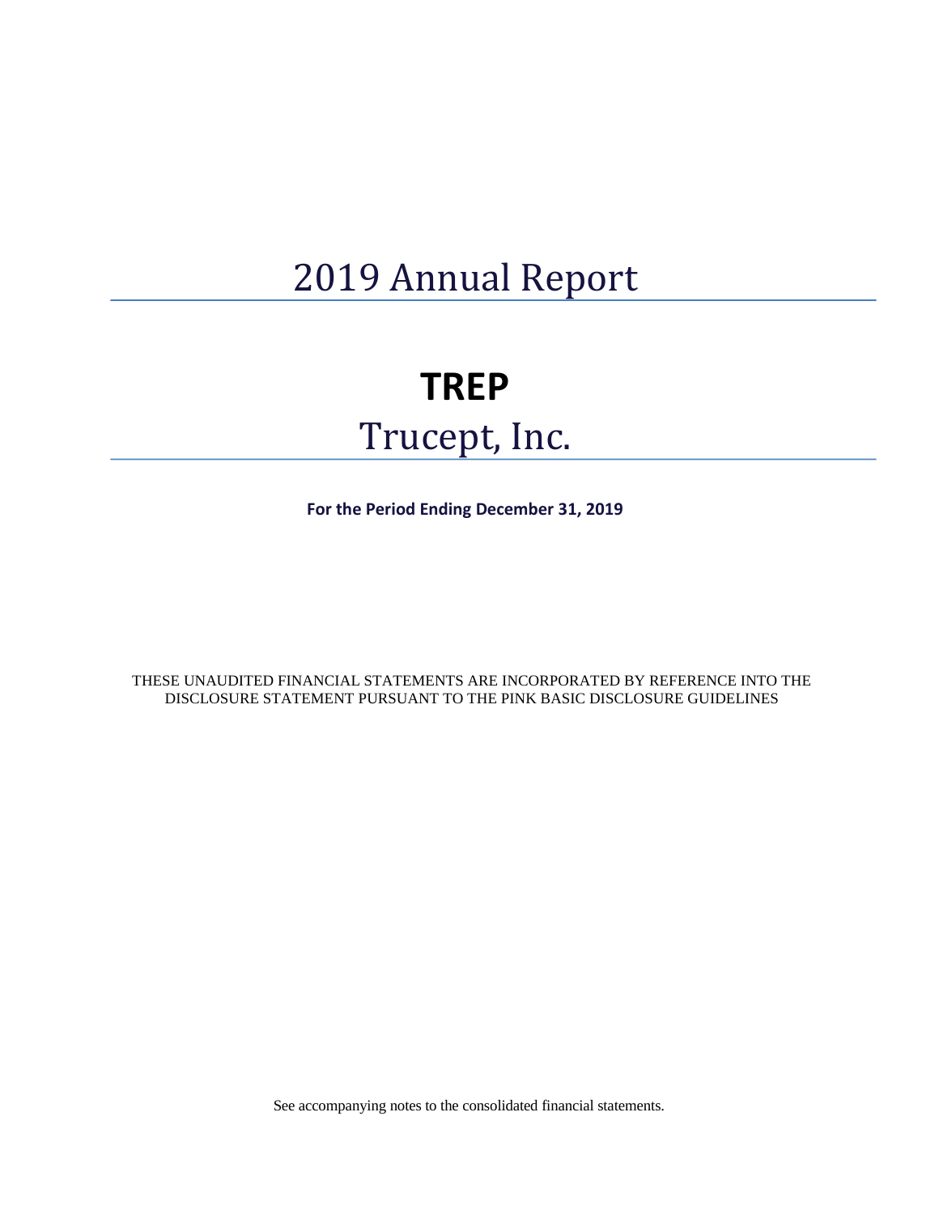# 2019 Annual Report

# TREP

## Trucept, Inc.

**For the Period Ending December 31, 2019**

THESE UNAUDITED FINANCIAL STATEMENTS ARE INCORPORATED BY REFERENCE INTO THE DISCLOSURE STATEMENT PURSUANT TO THE PINK BASIC DISCLOSURE GUIDELINES

See accompanying notes to the consolidated financial statements.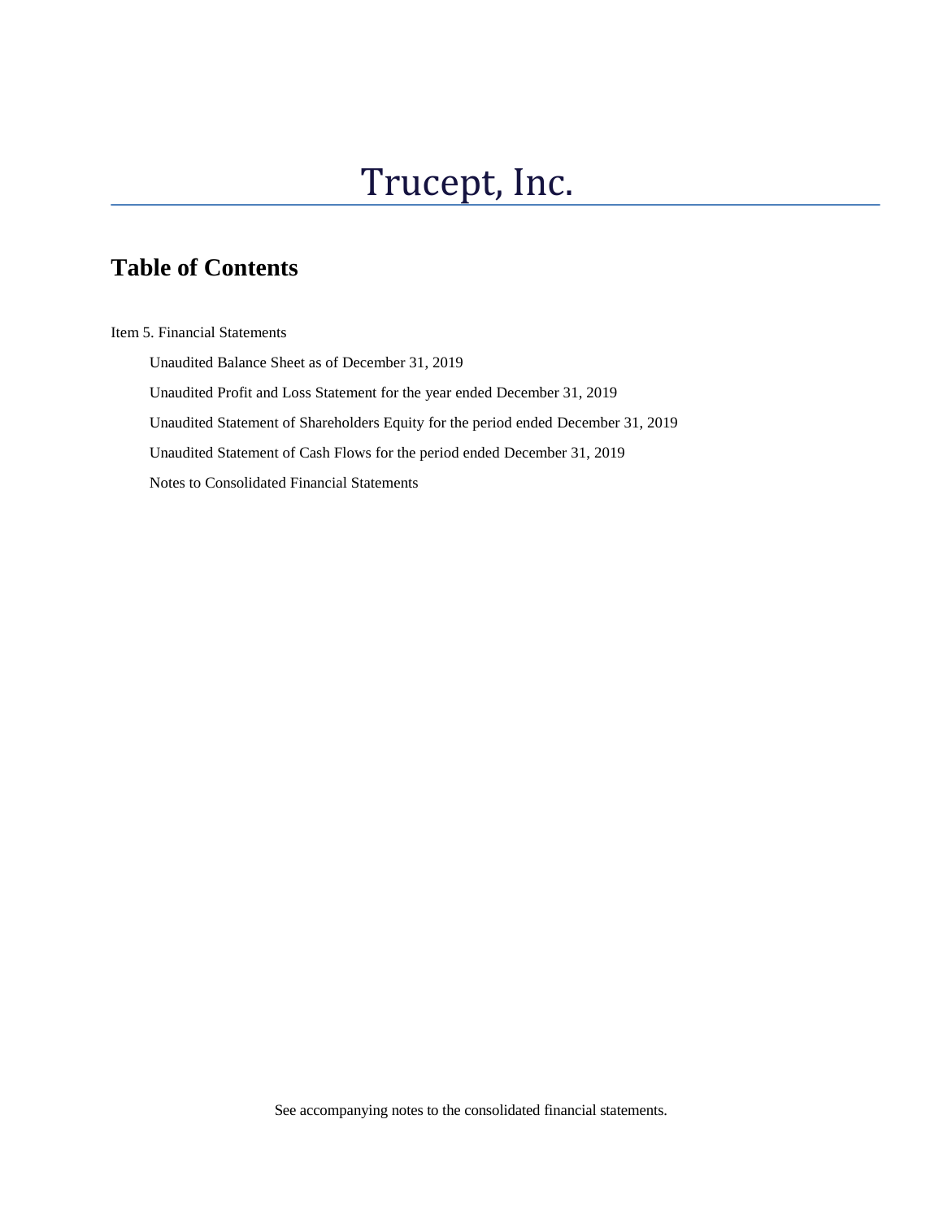# Trucept, Inc.

## Table of Contents

Item 5. Financial Statements

- Unaudited Balance Sheet as of December 31, 2019
- Unaudited Profit and Loss Statement for the year ended December 31, 2019
- Unaudited Statement of Shareholders Equity for the period ended December 31, 2019
- Unaudited Statement of Cash Flows for the period ended December 31, 2019
- Notes to Consolidated Financial Statements

See accompanying notes to the consolidated financial statements.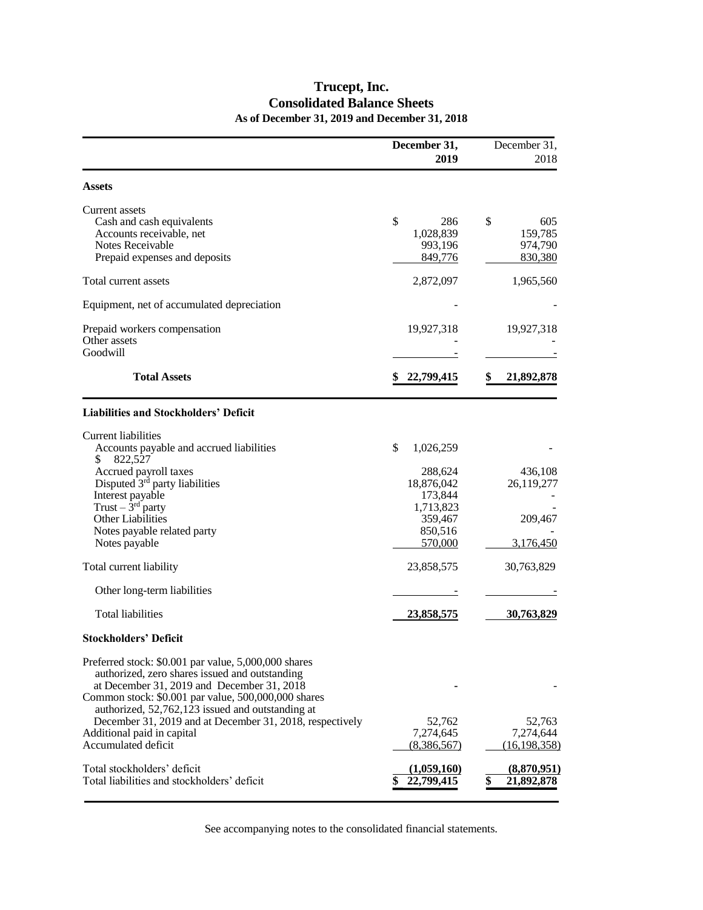# Trucept, Inc.
## Consolidated Balance Sheets
### As of December 31, 2019 and December 31, 2018

| | December 31, 2019 | December 31, 2018 |
|---|---|---|
| **Assets** | | |
| Current assets | | |
| Cash and cash equivalents | $ 286 | $ 605 |
| Accounts receivable, net | 1,028,839 | 159,785 |
| Notes Receivable | 993,196 | 974,790 |
| Prepaid expenses and deposits | 849,776 | 830,380 |
| Total current assets | 2,872,097 | 1,965,560 |
| Equipment, net of accumulated depreciation | - | - |
| Prepaid workers compensation | 19,927,318 | 19,927,318 |
| Other assets | - | - |
| Goodwill | - | - |
| **Total Assets** | **$ 22,799,415** | **$ 21,892,878** |
| **Liabilities and Stockholders' Deficit** | | |
| Current liabilities | | |
| Accounts payable and accrued liabilities $ 822,527 | $ 1,026,259 | - |
| Accrued payroll taxes | 288,624 | 436,108 |
| Disputed 3rd party liabilities | 18,876,042 | 26,119,277 |
| Interest payable | 173,844 | - |
| Trust – 3rd party | 1,713,823 | - |
| Other Liabilities | 359,467 | 209,467 |
| Notes payable related party | 850,516 | - |
| Notes payable | 570,000 | 3,176,450 |
| Total current liability | 23,858,575 | 30,763,829 |
| Other long-term liabilities | - | - |
| Total liabilities | **23,858,575** | **30,763,829** |
| **Stockholders' Deficit** | | |
| Preferred stock: $0.001 par value, 5,000,000 shares authorized, zero shares issued and outstanding at December 31, 2019 and December 31, 2018 | **-** | - |
| Common stock: $0.001 par value, 500,000,000 shares authorized, 52,762,123 issued and outstanding at December 31, 2019 and at December 31, 2018, respectively | 52,762 | 52,763 |
| Additional paid in capital | 7,274,645 | 7,274,644 |
| Accumulated deficit | (8,386,567) | (16,198,358) |
| Total stockholders' deficit | **(1,059,160)** | **(8,870,951)** |
| Total liabilities and stockholders' deficit | **$ 22,799,415** | **$ 21,892,878** |

See accompanying notes to the consolidated financial statements.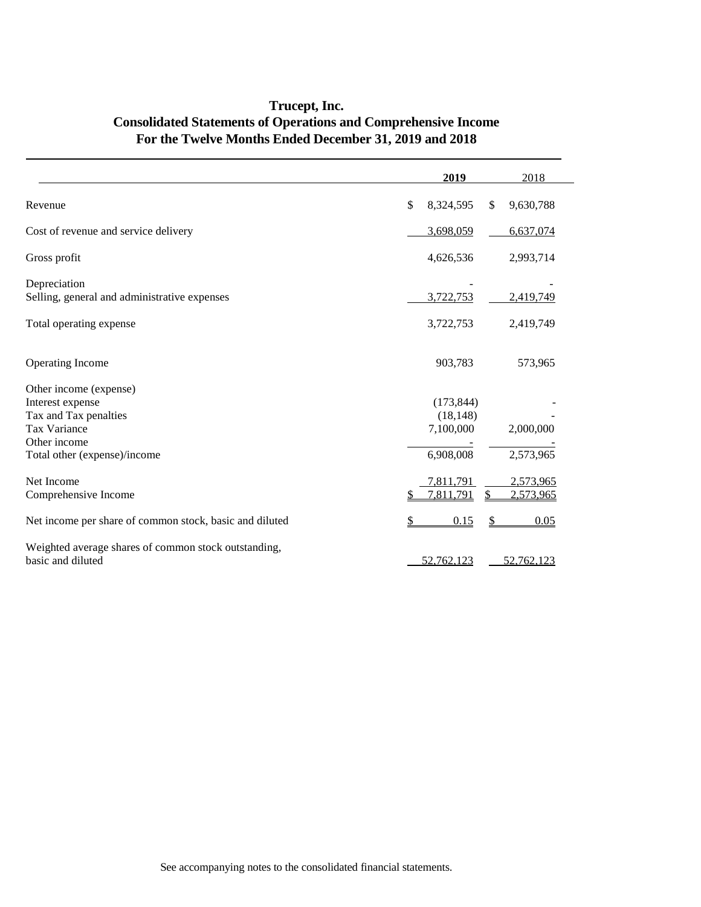# Trucept, Inc.

## Consolidated Statements of Operations and Comprehensive Income

### For the Twelve Months Ended December 31, 2019 and 2018

| | 2019 | 2018 |
|---|---|---|
| Revenue | $ 8,324,595 | $ 9,630,788 |
| Cost of revenue and service delivery | 3,698,059 | 6,637,074 |
| Gross profit | 4,626,536 | 2,993,714 |
| Depreciation | - | - |
| Selling, general and administrative expenses | 3,722,753 | 2,419,749 |
| Total operating expense | 3,722,753 | 2,419,749 |
| Operating Income | 903,783 | 573,965 |
| Other income (expense) | | |
| Interest expense | (173,844) | - |
| Tax and Tax penalties | (18,148) | - |
| Tax Variance | 7,100,000 | 2,000,000 |
| Other income | - | - |
| Total other (expense)/income | 6,908,008 | 2,573,965 |
| Net Income | 7,811,791 | 2,573,965 |
| Comprehensive Income | $ 7,811,791 | $ 2,573,965 |
| Net income per share of common stock, basic and diluted | $ 0.15 | $ 0.05 |
| Weighted average shares of common stock outstanding, basic and diluted | 52,762,123 | 52,762,123 |

See accompanying notes to the consolidated financial statements.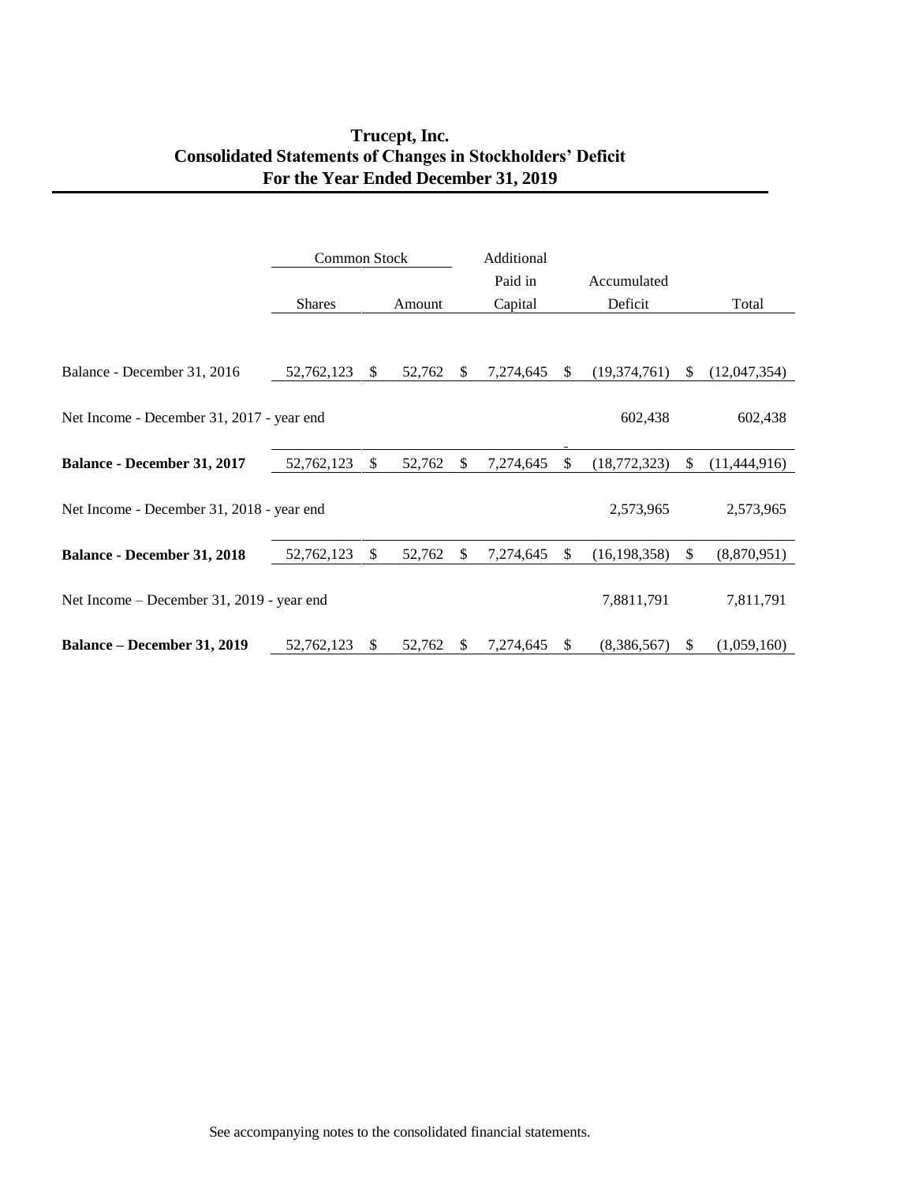# Trucept, Inc.
## Consolidated Statements of Changes in Stockholders' Deficit
## For the Year Ended December 31, 2019

| | Common Stock | | | | Additional Paid in Capital | | Accumulated Deficit | | Total |
|---|---|---|---|---|---|---|---|---|---|
| | Shares | | Amount | | | | | | |
| Balance - December 31, 2016 | 52,762,123 | $ | 52,762 | $ | 7,274,645 | $ | (19,374,761) | $ | (12,047,354) |
| Net Income - December 31, 2017 - year end | | | | | | | 602,438 | | 602,438 |
| **Balance - December 31, 2017** | 52,762,123 | $ | 52,762 | $ | 7,274,645 | $ | (18,772,323) | $ | (11,444,916) |
| Net Income - December 31, 2018 - year end | | | | | | | 2,573,965 | | 2,573,965 |
| **Balance - December 31, 2018** | 52,762,123 | $ | 52,762 | $ | 7,274,645 | $ | (16,198,358) | $ | (8,870,951) |
| Net Income – December 31, 2019 - year end | | | | | | | 7,8811,791 | | 7,811,791 |
| **Balance – December 31, 2019** | 52,762,123 | $ | 52,762 | $ | 7,274,645 | $ | (8,386,567) | $ | (1,059,160) |

See accompanying notes to the consolidated financial statements.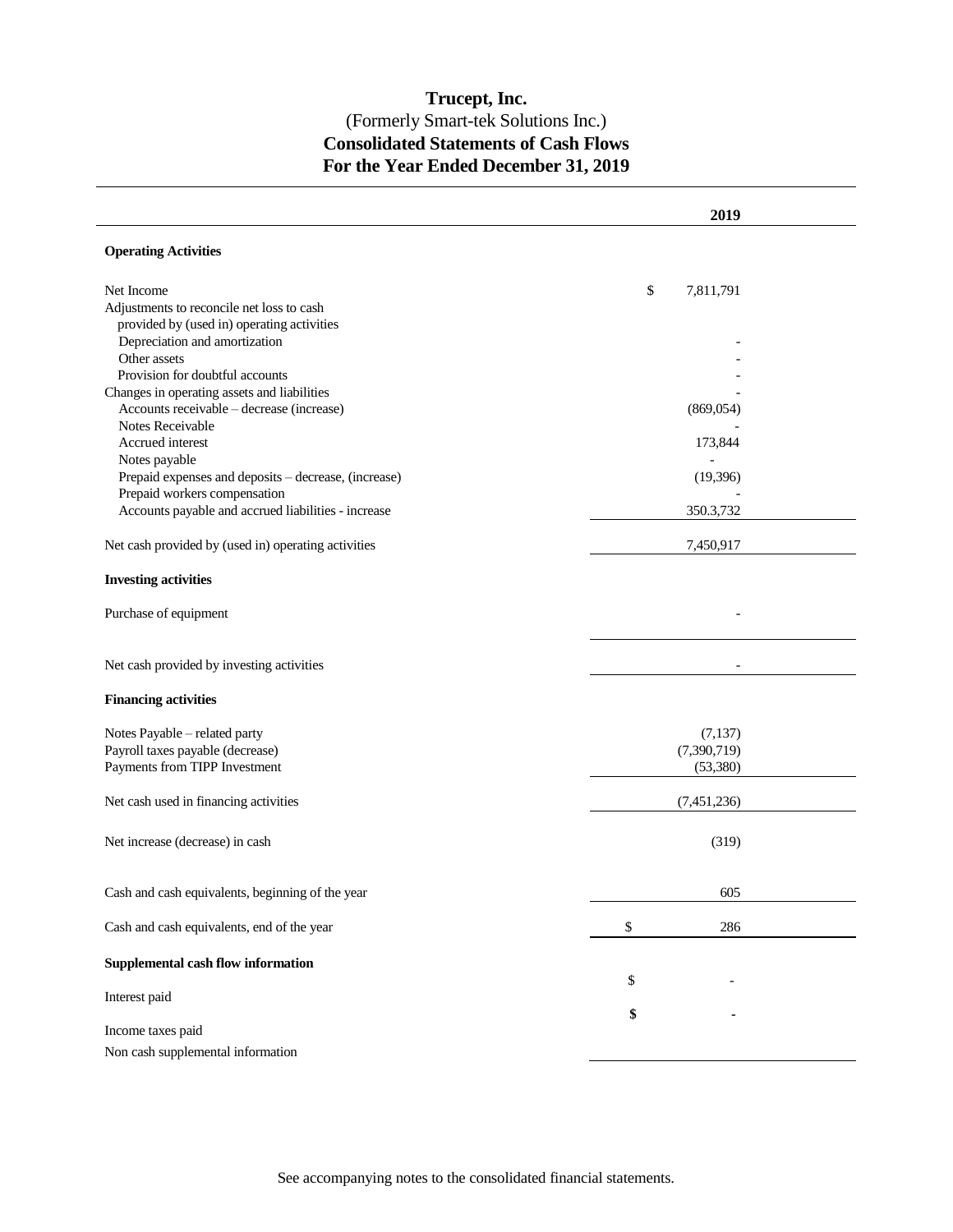# Trucept, Inc.

(Formerly Smart-tek Solutions Inc.)

**Consolidated Statements of Cash Flows**

**For the Year Ended December 31, 2019**

| | 2019 |
|---|---|
| **Operating Activities** | |
| Net Income | $ 7,811,791 |
| Adjustments to reconcile net loss to cash provided by (used in) operating activities | |
| Depreciation and amortization | - |
| Other assets | - |
| Provision for doubtful accounts | - |
| Changes in operating assets and liabilities | - |
| Accounts receivable – decrease (increase) | (869,054) |
| Notes Receivable | - |
| Accrued interest | 173,844 |
| Notes payable | - |
| Prepaid expenses and deposits – decrease, (increase) | (19,396) |
| Prepaid workers compensation | - |
| Accounts payable and accrued liabilities - increase | 350.3,732 |
| Net cash provided by (used in) operating activities | 7,450,917 |
| **Investing activities** | |
| Purchase of equipment | - |
| Net cash provided by investing activities | - |
| **Financing activities** | |
| Notes Payable – related party | (7,137) |
| Payroll taxes payable (decrease) | (7,390,719) |
| Payments from TIPP Investment | (53,380) |
| Net cash used in financing activities | (7,451,236) |
| Net increase (decrease) in cash | (319) |
| Cash and cash equivalents, beginning of the year | 605 |
| Cash and cash equivalents, end of the year | $ 286 |
| **Supplemental cash flow information** | |
| Interest paid | $ - |
| Income taxes paid | $ - |
| Non cash supplemental information | |

See accompanying notes to the consolidated financial statements.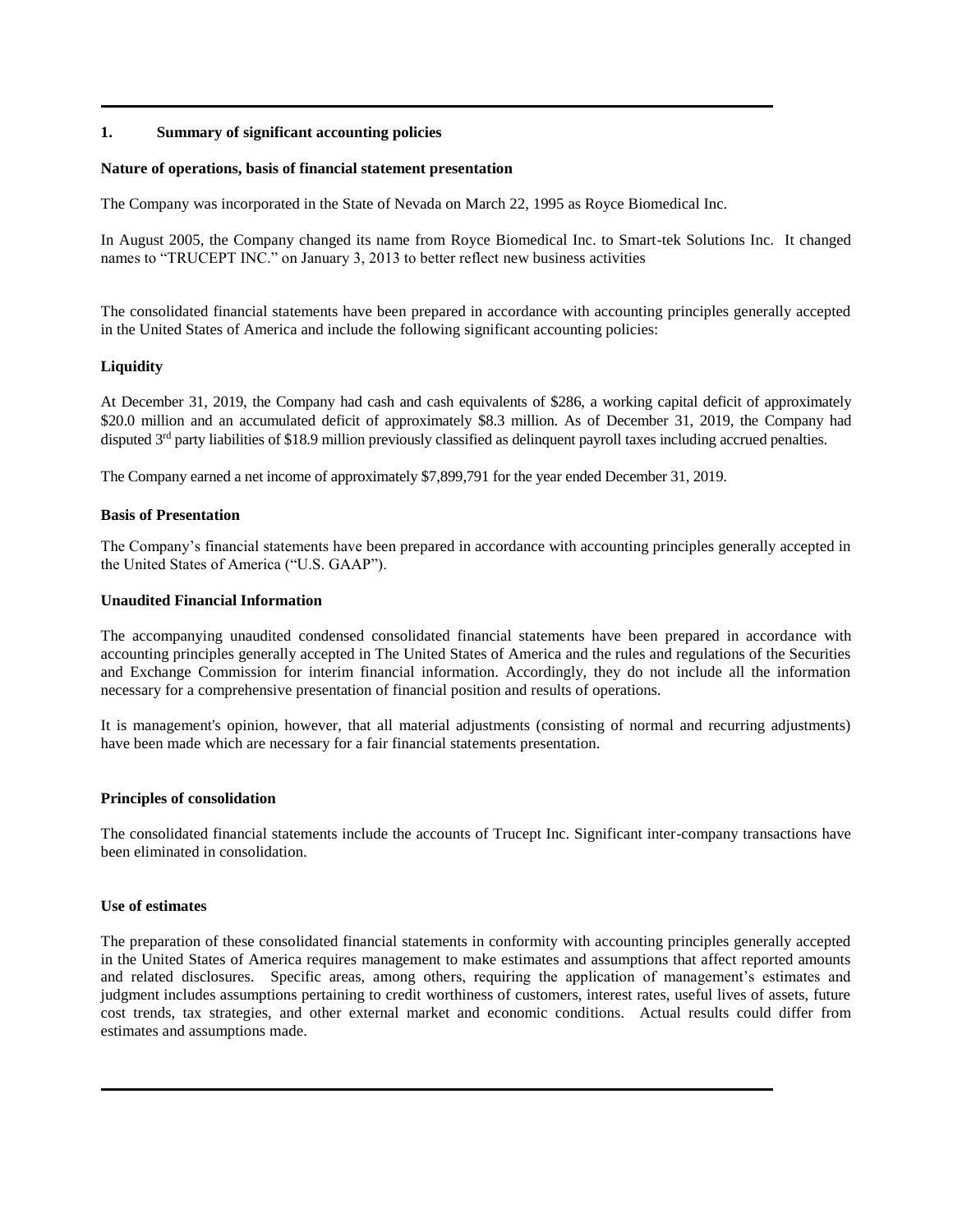## 1. Summary of significant accounting policies

**Nature of operations, basis of financial statement presentation**

The Company was incorporated in the State of Nevada on March 22, 1995 as Royce Biomedical Inc.

In August 2005, the Company changed its name from Royce Biomedical Inc. to Smart-tek Solutions Inc. It changed names to "TRUCEPT INC." on January 3, 2013 to better reflect new business activities

The consolidated financial statements have been prepared in accordance with accounting principles generally accepted in the United States of America and include the following significant accounting policies:

**Liquidity**

At December 31, 2019, the Company had cash and cash equivalents of $286, a working capital deficit of approximately $20.0 million and an accumulated deficit of approximately $8.3 million. As of December 31, 2019, the Company had disputed 3rd party liabilities of $18.9 million previously classified as delinquent payroll taxes including accrued penalties.

The Company earned a net income of approximately $7,899,791 for the year ended December 31, 2019.

**Basis of Presentation**

The Company's financial statements have been prepared in accordance with accounting principles generally accepted in the United States of America ("U.S. GAAP").

**Unaudited Financial Information**

The accompanying unaudited condensed consolidated financial statements have been prepared in accordance with accounting principles generally accepted in The United States of America and the rules and regulations of the Securities and Exchange Commission for interim financial information. Accordingly, they do not include all the information necessary for a comprehensive presentation of financial position and results of operations.

It is management's opinion, however, that all material adjustments (consisting of normal and recurring adjustments) have been made which are necessary for a fair financial statements presentation.

**Principles of consolidation**

The consolidated financial statements include the accounts of Trucept Inc. Significant inter-company transactions have been eliminated in consolidation.

**Use of estimates**

The preparation of these consolidated financial statements in conformity with accounting principles generally accepted in the United States of America requires management to make estimates and assumptions that affect reported amounts and related disclosures. Specific areas, among others, requiring the application of management's estimates and judgment includes assumptions pertaining to credit worthiness of customers, interest rates, useful lives of assets, future cost trends, tax strategies, and other external market and economic conditions. Actual results could differ from estimates and assumptions made.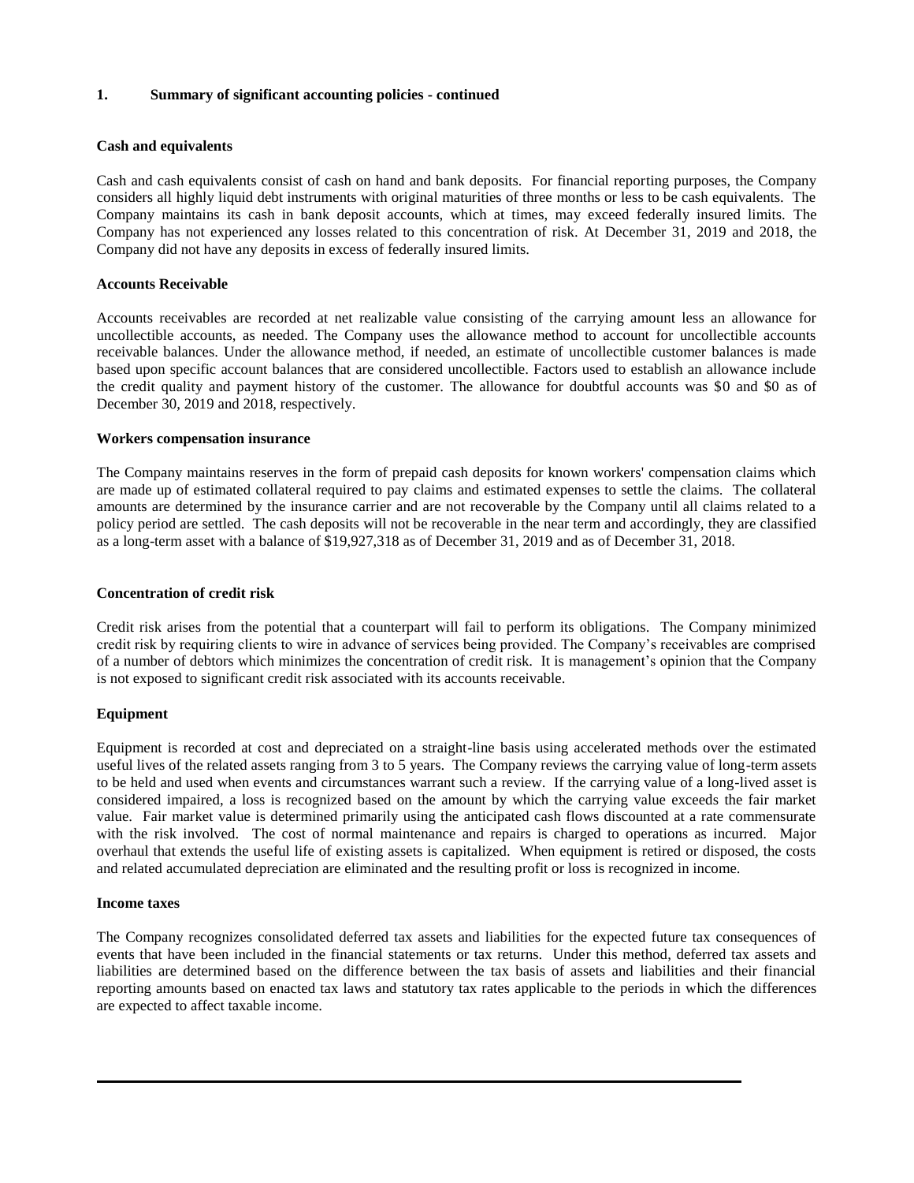## 1. Summary of significant accounting policies - continued

### Cash and equivalents

Cash and cash equivalents consist of cash on hand and bank deposits. For financial reporting purposes, the Company considers all highly liquid debt instruments with original maturities of three months or less to be cash equivalents. The Company maintains its cash in bank deposit accounts, which at times, may exceed federally insured limits. The Company has not experienced any losses related to this concentration of risk. At December 31, 2019 and 2018, the Company did not have any deposits in excess of federally insured limits.

### Accounts Receivable

Accounts receivables are recorded at net realizable value consisting of the carrying amount less an allowance for uncollectible accounts, as needed. The Company uses the allowance method to account for uncollectible accounts receivable balances. Under the allowance method, if needed, an estimate of uncollectible customer balances is made based upon specific account balances that are considered uncollectible. Factors used to establish an allowance include the credit quality and payment history of the customer. The allowance for doubtful accounts was $0 and $0 as of December 30, 2019 and 2018, respectively.

### Workers compensation insurance

The Company maintains reserves in the form of prepaid cash deposits for known workers' compensation claims which are made up of estimated collateral required to pay claims and estimated expenses to settle the claims. The collateral amounts are determined by the insurance carrier and are not recoverable by the Company until all claims related to a policy period are settled. The cash deposits will not be recoverable in the near term and accordingly, they are classified as a long-term asset with a balance of $19,927,318 as of December 31, 2019 and as of December 31, 2018.

### Concentration of credit risk

Credit risk arises from the potential that a counterpart will fail to perform its obligations. The Company minimized credit risk by requiring clients to wire in advance of services being provided. The Company's receivables are comprised of a number of debtors which minimizes the concentration of credit risk. It is management's opinion that the Company is not exposed to significant credit risk associated with its accounts receivable.

### Equipment

Equipment is recorded at cost and depreciated on a straight-line basis using accelerated methods over the estimated useful lives of the related assets ranging from 3 to 5 years. The Company reviews the carrying value of long-term assets to be held and used when events and circumstances warrant such a review. If the carrying value of a long-lived asset is considered impaired, a loss is recognized based on the amount by which the carrying value exceeds the fair market value. Fair market value is determined primarily using the anticipated cash flows discounted at a rate commensurate with the risk involved. The cost of normal maintenance and repairs is charged to operations as incurred. Major overhaul that extends the useful life of existing assets is capitalized. When equipment is retired or disposed, the costs and related accumulated depreciation are eliminated and the resulting profit or loss is recognized in income.

### Income taxes

The Company recognizes consolidated deferred tax assets and liabilities for the expected future tax consequences of events that have been included in the financial statements or tax returns. Under this method, deferred tax assets and liabilities are determined based on the difference between the tax basis of assets and liabilities and their financial reporting amounts based on enacted tax laws and statutory tax rates applicable to the periods in which the differences are expected to affect taxable income.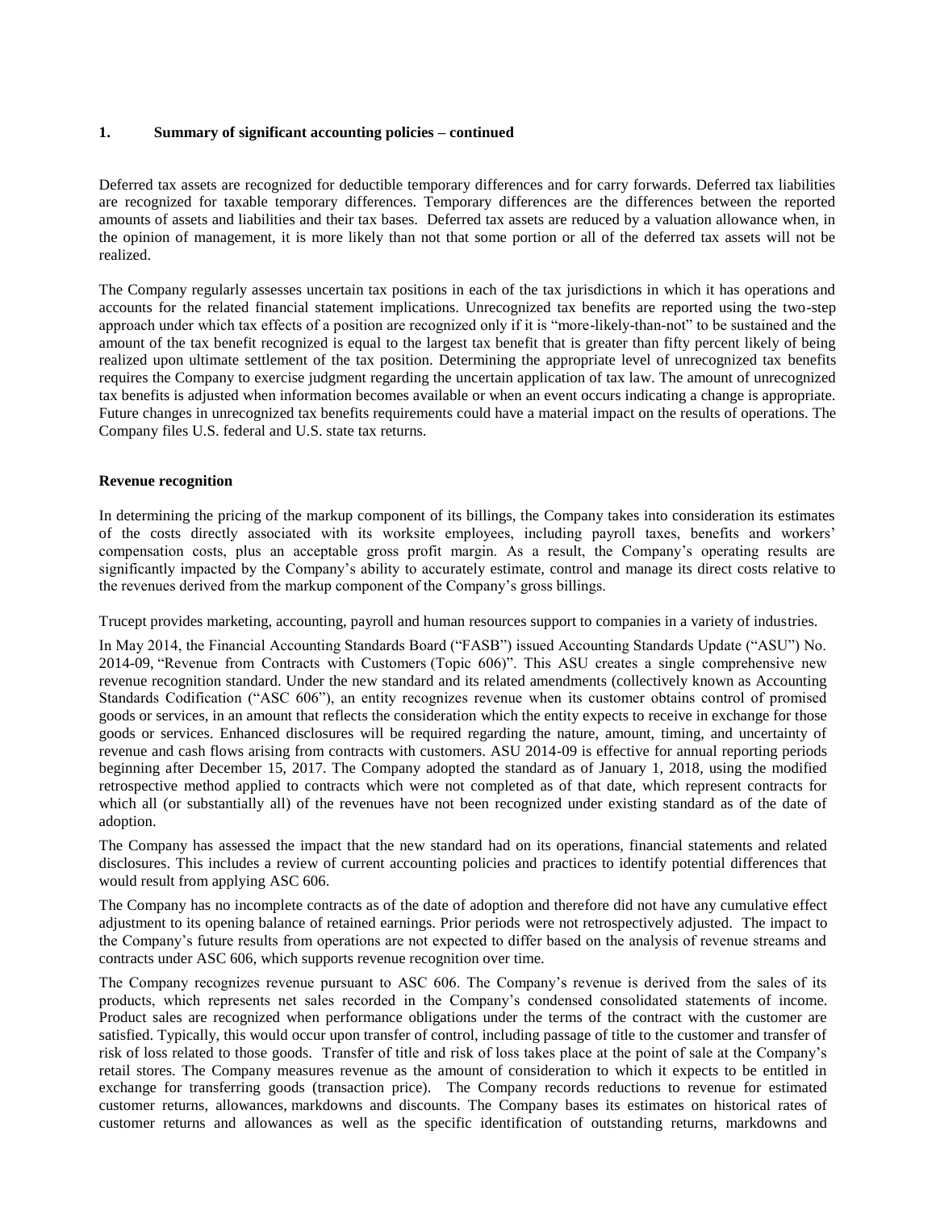**1. Summary of significant accounting policies – continued**

Deferred tax assets are recognized for deductible temporary differences and for carry forwards. Deferred tax liabilities are recognized for taxable temporary differences. Temporary differences are the differences between the reported amounts of assets and liabilities and their tax bases. Deferred tax assets are reduced by a valuation allowance when, in the opinion of management, it is more likely than not that some portion or all of the deferred tax assets will not be realized.

The Company regularly assesses uncertain tax positions in each of the tax jurisdictions in which it has operations and accounts for the related financial statement implications. Unrecognized tax benefits are reported using the two-step approach under which tax effects of a position are recognized only if it is "more-likely-than-not" to be sustained and the amount of the tax benefit recognized is equal to the largest tax benefit that is greater than fifty percent likely of being realized upon ultimate settlement of the tax position. Determining the appropriate level of unrecognized tax benefits requires the Company to exercise judgment regarding the uncertain application of tax law. The amount of unrecognized tax benefits is adjusted when information becomes available or when an event occurs indicating a change is appropriate. Future changes in unrecognized tax benefits requirements could have a material impact on the results of operations. The Company files U.S. federal and U.S. state tax returns.

**Revenue recognition**

In determining the pricing of the markup component of its billings, the Company takes into consideration its estimates of the costs directly associated with its worksite employees, including payroll taxes, benefits and workers' compensation costs, plus an acceptable gross profit margin. As a result, the Company's operating results are significantly impacted by the Company's ability to accurately estimate, control and manage its direct costs relative to the revenues derived from the markup component of the Company's gross billings.

Trucept provides marketing, accounting, payroll and human resources support to companies in a variety of industries.

In May 2014, the Financial Accounting Standards Board ("FASB") issued Accounting Standards Update ("ASU") No. 2014-09, "Revenue from Contracts with Customers (Topic 606)". This ASU creates a single comprehensive new revenue recognition standard. Under the new standard and its related amendments (collectively known as Accounting Standards Codification ("ASC 606"), an entity recognizes revenue when its customer obtains control of promised goods or services, in an amount that reflects the consideration which the entity expects to receive in exchange for those goods or services. Enhanced disclosures will be required regarding the nature, amount, timing, and uncertainty of revenue and cash flows arising from contracts with customers. ASU 2014-09 is effective for annual reporting periods beginning after December 15, 2017. The Company adopted the standard as of January 1, 2018, using the modified retrospective method applied to contracts which were not completed as of that date, which represent contracts for which all (or substantially all) of the revenues have not been recognized under existing standard as of the date of adoption.

The Company has assessed the impact that the new standard had on its operations, financial statements and related disclosures. This includes a review of current accounting policies and practices to identify potential differences that would result from applying ASC 606.

The Company has no incomplete contracts as of the date of adoption and therefore did not have any cumulative effect adjustment to its opening balance of retained earnings. Prior periods were not retrospectively adjusted. The impact to the Company's future results from operations are not expected to differ based on the analysis of revenue streams and contracts under ASC 606, which supports revenue recognition over time.

The Company recognizes revenue pursuant to ASC 606. The Company's revenue is derived from the sales of its products, which represents net sales recorded in the Company's condensed consolidated statements of income. Product sales are recognized when performance obligations under the terms of the contract with the customer are satisfied. Typically, this would occur upon transfer of control, including passage of title to the customer and transfer of risk of loss related to those goods. Transfer of title and risk of loss takes place at the point of sale at the Company's retail stores. The Company measures revenue as the amount of consideration to which it expects to be entitled in exchange for transferring goods (transaction price). The Company records reductions to revenue for estimated customer returns, allowances, markdowns and discounts. The Company bases its estimates on historical rates of customer returns and allowances as well as the specific identification of outstanding returns, markdowns and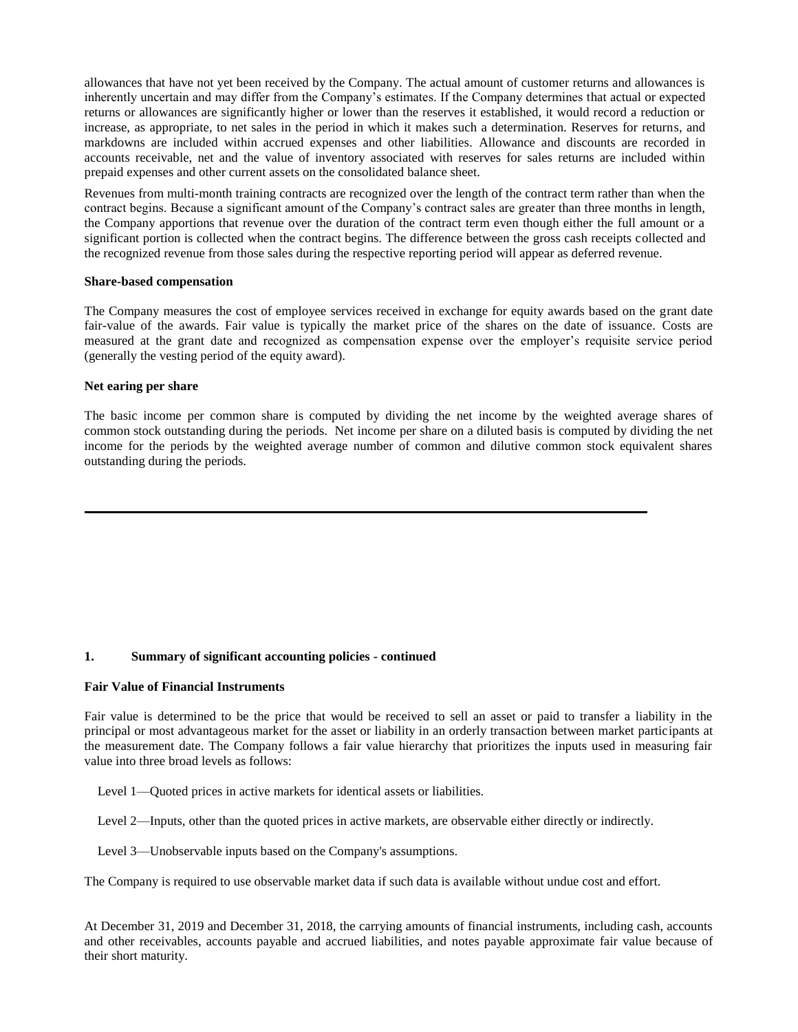allowances that have not yet been received by the Company. The actual amount of customer returns and allowances is inherently uncertain and may differ from the Company's estimates. If the Company determines that actual or expected returns or allowances are significantly higher or lower than the reserves it established, it would record a reduction or increase, as appropriate, to net sales in the period in which it makes such a determination. Reserves for returns, and markdowns are included within accrued expenses and other liabilities. Allowance and discounts are recorded in accounts receivable, net and the value of inventory associated with reserves for sales returns are included within prepaid expenses and other current assets on the consolidated balance sheet.

Revenues from multi-month training contracts are recognized over the length of the contract term rather than when the contract begins. Because a significant amount of the Company's contract sales are greater than three months in length, the Company apportions that revenue over the duration of the contract term even though either the full amount or a significant portion is collected when the contract begins. The difference between the gross cash receipts collected and the recognized revenue from those sales during the respective reporting period will appear as deferred revenue.

**Share-based compensation**

The Company measures the cost of employee services received in exchange for equity awards based on the grant date fair-value of the awards. Fair value is typically the market price of the shares on the date of issuance. Costs are measured at the grant date and recognized as compensation expense over the employer's requisite service period (generally the vesting period of the equity award).

**Net earing per share**

The basic income per common share is computed by dividing the net income by the weighted average shares of common stock outstanding during the periods. Net income per share on a diluted basis is computed by dividing the net income for the periods by the weighted average number of common and dilutive common stock equivalent shares outstanding during the periods.

---

**1. Summary of significant accounting policies - continued**

**Fair Value of Financial Instruments**

Fair value is determined to be the price that would be received to sell an asset or paid to transfer a liability in the principal or most advantageous market for the asset or liability in an orderly transaction between market participants at the measurement date. The Company follows a fair value hierarchy that prioritizes the inputs used in measuring fair value into three broad levels as follows:

Level 1—Quoted prices in active markets for identical assets or liabilities.

Level 2—Inputs, other than the quoted prices in active markets, are observable either directly or indirectly.

Level 3—Unobservable inputs based on the Company's assumptions.

The Company is required to use observable market data if such data is available without undue cost and effort.

At December 31, 2019 and December 31, 2018, the carrying amounts of financial instruments, including cash, accounts and other receivables, accounts payable and accrued liabilities, and notes payable approximate fair value because of their short maturity.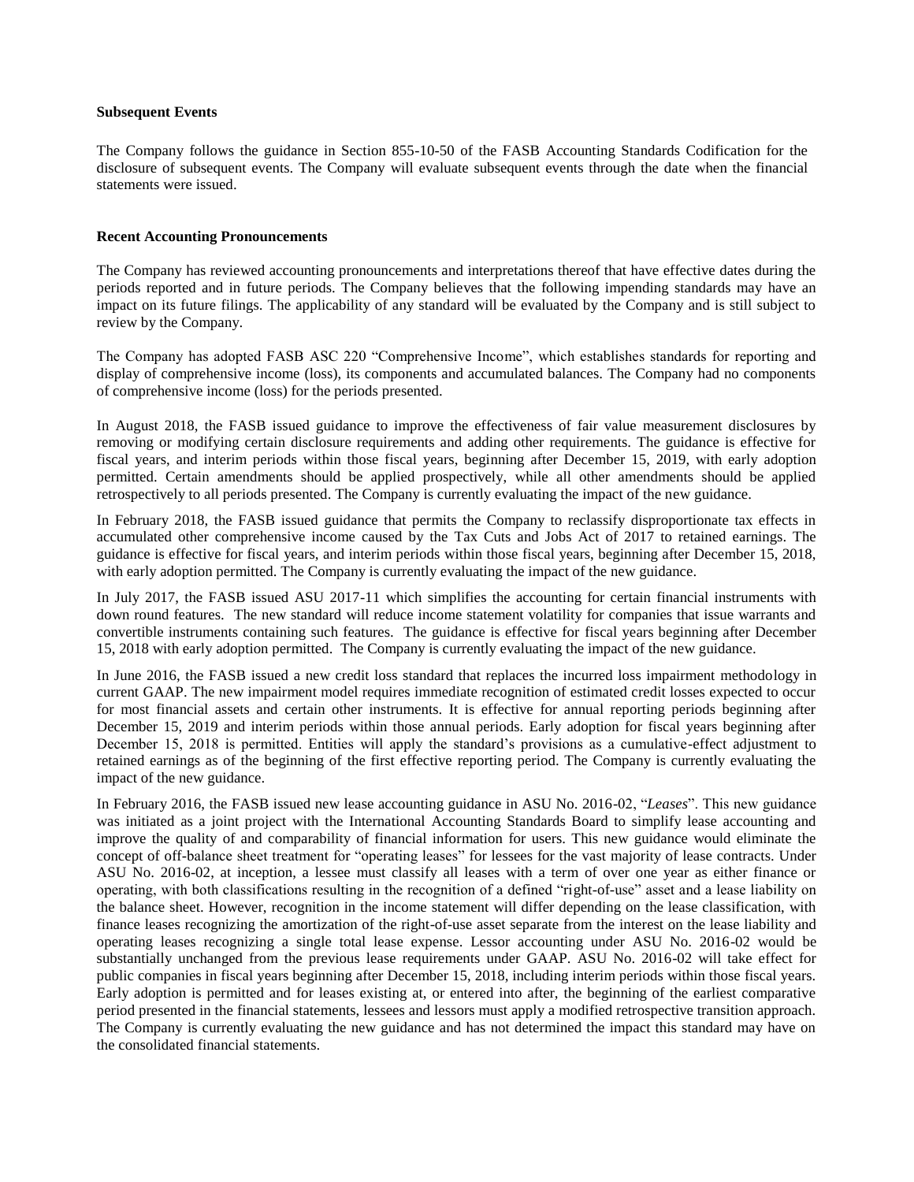**Subsequent Events**

The Company follows the guidance in Section 855-10-50 of the FASB Accounting Standards Codification for the disclosure of subsequent events. The Company will evaluate subsequent events through the date when the financial statements were issued.

**Recent Accounting Pronouncements**

The Company has reviewed accounting pronouncements and interpretations thereof that have effective dates during the periods reported and in future periods. The Company believes that the following impending standards may have an impact on its future filings. The applicability of any standard will be evaluated by the Company and is still subject to review by the Company.

The Company has adopted FASB ASC 220 "Comprehensive Income", which establishes standards for reporting and display of comprehensive income (loss), its components and accumulated balances. The Company had no components of comprehensive income (loss) for the periods presented.

In August 2018, the FASB issued guidance to improve the effectiveness of fair value measurement disclosures by removing or modifying certain disclosure requirements and adding other requirements. The guidance is effective for fiscal years, and interim periods within those fiscal years, beginning after December 15, 2019, with early adoption permitted. Certain amendments should be applied prospectively, while all other amendments should be applied retrospectively to all periods presented. The Company is currently evaluating the impact of the new guidance.

In February 2018, the FASB issued guidance that permits the Company to reclassify disproportionate tax effects in accumulated other comprehensive income caused by the Tax Cuts and Jobs Act of 2017 to retained earnings. The guidance is effective for fiscal years, and interim periods within those fiscal years, beginning after December 15, 2018, with early adoption permitted. The Company is currently evaluating the impact of the new guidance.

In July 2017, the FASB issued ASU 2017-11 which simplifies the accounting for certain financial instruments with down round features. The new standard will reduce income statement volatility for companies that issue warrants and convertible instruments containing such features. The guidance is effective for fiscal years beginning after December 15, 2018 with early adoption permitted. The Company is currently evaluating the impact of the new guidance.

In June 2016, the FASB issued a new credit loss standard that replaces the incurred loss impairment methodology in current GAAP. The new impairment model requires immediate recognition of estimated credit losses expected to occur for most financial assets and certain other instruments. It is effective for annual reporting periods beginning after December 15, 2019 and interim periods within those annual periods. Early adoption for fiscal years beginning after December 15, 2018 is permitted. Entities will apply the standard's provisions as a cumulative-effect adjustment to retained earnings as of the beginning of the first effective reporting period. The Company is currently evaluating the impact of the new guidance.

In February 2016, the FASB issued new lease accounting guidance in ASU No. 2016-02, "*Leases*". This new guidance was initiated as a joint project with the International Accounting Standards Board to simplify lease accounting and improve the quality of and comparability of financial information for users. This new guidance would eliminate the concept of off-balance sheet treatment for "operating leases" for lessees for the vast majority of lease contracts. Under ASU No. 2016-02, at inception, a lessee must classify all leases with a term of over one year as either finance or operating, with both classifications resulting in the recognition of a defined "right-of-use" asset and a lease liability on the balance sheet. However, recognition in the income statement will differ depending on the lease classification, with finance leases recognizing the amortization of the right-of-use asset separate from the interest on the lease liability and operating leases recognizing a single total lease expense. Lessor accounting under ASU No. 2016-02 would be substantially unchanged from the previous lease requirements under GAAP. ASU No. 2016-02 will take effect for public companies in fiscal years beginning after December 15, 2018, including interim periods within those fiscal years. Early adoption is permitted and for leases existing at, or entered into after, the beginning of the earliest comparative period presented in the financial statements, lessees and lessors must apply a modified retrospective transition approach. The Company is currently evaluating the new guidance and has not determined the impact this standard may have on the consolidated financial statements.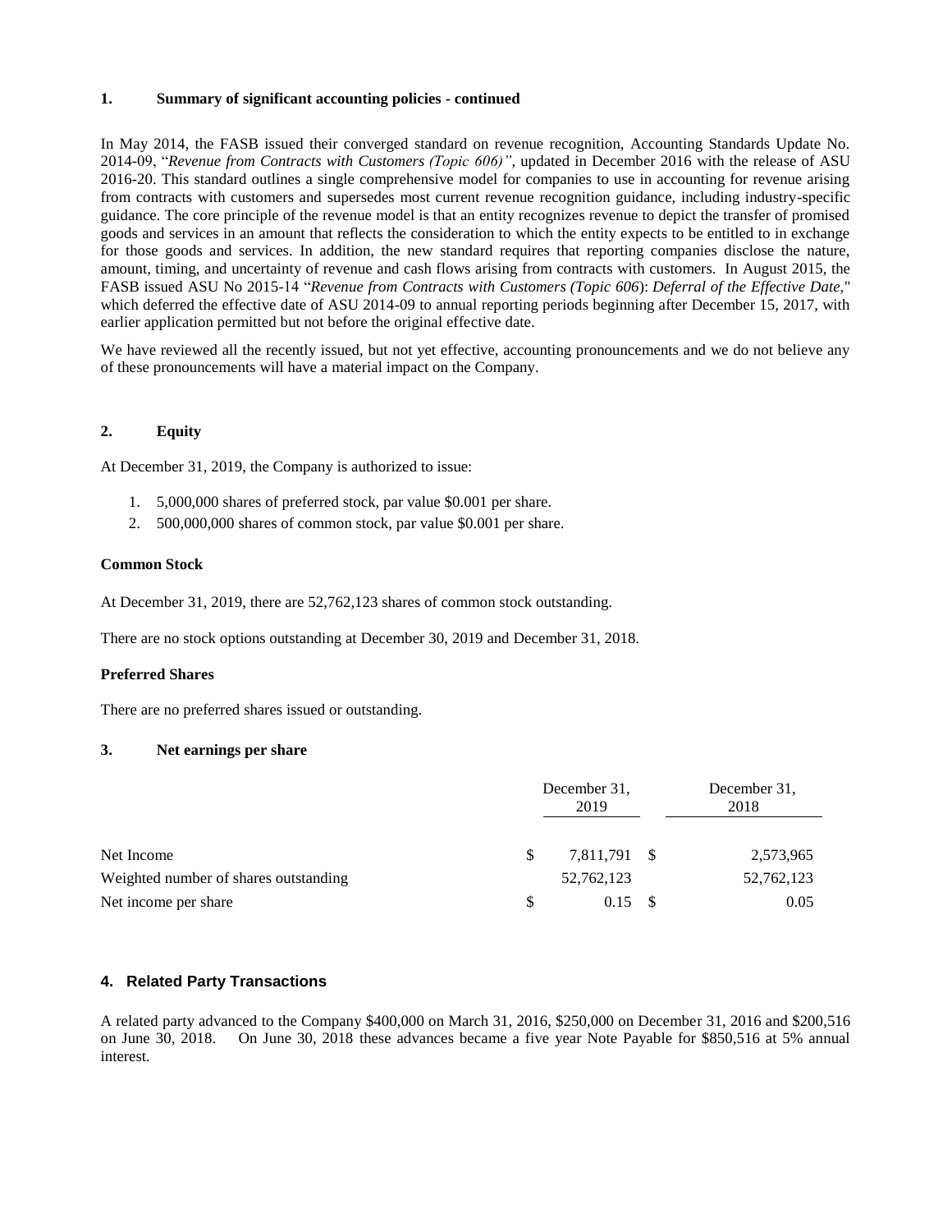### 1. Summary of significant accounting policies - continued

In May 2014, the FASB issued their converged standard on revenue recognition, Accounting Standards Update No. 2014-09, "*Revenue from Contracts with Customers (Topic 606)"*, updated in December 2016 with the release of ASU 2016-20. This standard outlines a single comprehensive model for companies to use in accounting for revenue arising from contracts with customers and supersedes most current revenue recognition guidance, including industry-specific guidance. The core principle of the revenue model is that an entity recognizes revenue to depict the transfer of promised goods and services in an amount that reflects the consideration to which the entity expects to be entitled to in exchange for those goods and services. In addition, the new standard requires that reporting companies disclose the nature, amount, timing, and uncertainty of revenue and cash flows arising from contracts with customers. In August 2015, the FASB issued ASU No 2015-14 "*Revenue from Contracts with Customers (Topic 606)*: *Deferral of the Effective Date,*" which deferred the effective date of ASU 2014-09 to annual reporting periods beginning after December 15, 2017, with earlier application permitted but not before the original effective date.

We have reviewed all the recently issued, but not yet effective, accounting pronouncements and we do not believe any of these pronouncements will have a material impact on the Company.

### 2. Equity

At December 31, 2019, the Company is authorized to issue:

1. 5,000,000 shares of preferred stock, par value $0.001 per share.
2. 500,000,000 shares of common stock, par value $0.001 per share.

**Common Stock**

At December 31, 2019, there are 52,762,123 shares of common stock outstanding.

There are no stock options outstanding at December 30, 2019 and December 31, 2018.

**Preferred Shares**

There are no preferred shares issued or outstanding.

### 3. Net earnings per share

| | December 31, 2019 | December 31, 2018 |
|---|---|---|
| Net Income | $ 7,811,791 | $ 2,573,965 |
| Weighted number of shares outstanding | 52,762,123 | 52,762,123 |
| Net income per share | $ 0.15 | $ 0.05 |

### 4. Related Party Transactions

A related party advanced to the Company $400,000 on March 31, 2016, $250,000 on December 31, 2016 and $200,516 on June 30, 2018. On June 30, 2018 these advances became a five year Note Payable for $850,516 at 5% annual interest.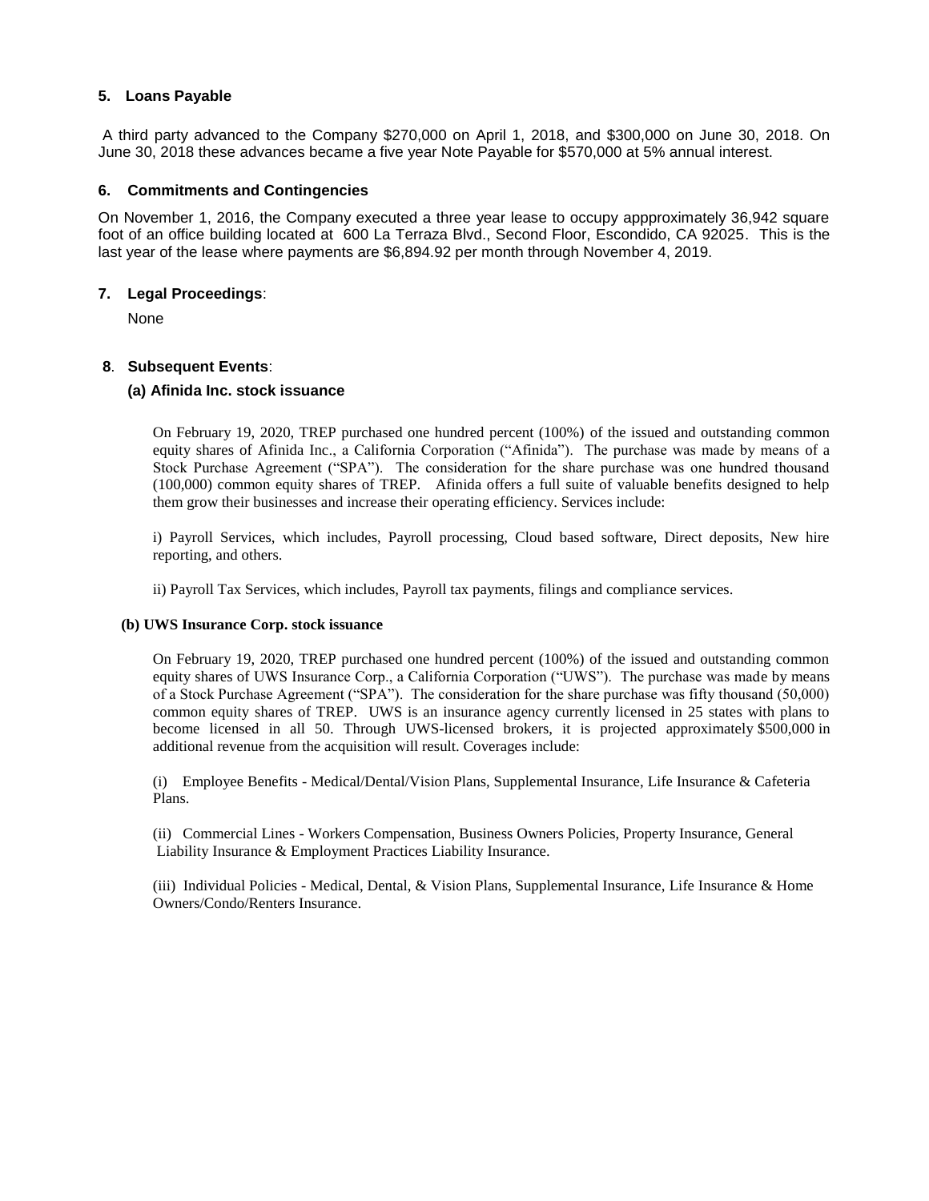### 5. Loans Payable

A third party advanced to the Company $270,000 on April 1, 2018, and $300,000 on June 30, 2018. On June 30, 2018 these advances became a five year Note Payable for $570,000 at 5% annual interest.

### 6. Commitments and Contingencies

On November 1, 2016, the Company executed a three year lease to occupy appproximately 36,942 square foot of an office building located at 600 La Terraza Blvd., Second Floor, Escondido, CA 92025. This is the last year of the lease where payments are $6,894.92 per month through November 4, 2019.

### 7. Legal Proceedings:

None

### 8. Subsequent Events:

#### (a) Afinida Inc. stock issuance

On February 19, 2020, TREP purchased one hundred percent (100%) of the issued and outstanding common equity shares of Afinida Inc., a California Corporation ("Afinida"). The purchase was made by means of a Stock Purchase Agreement ("SPA"). The consideration for the share purchase was one hundred thousand (100,000) common equity shares of TREP. Afinida offers a full suite of valuable benefits designed to help them grow their businesses and increase their operating efficiency. Services include:

i) Payroll Services, which includes, Payroll processing, Cloud based software, Direct deposits, New hire reporting, and others.

ii) Payroll Tax Services, which includes, Payroll tax payments, filings and compliance services.

#### (b) UWS Insurance Corp. stock issuance

On February 19, 2020, TREP purchased one hundred percent (100%) of the issued and outstanding common equity shares of UWS Insurance Corp., a California Corporation ("UWS"). The purchase was made by means of a Stock Purchase Agreement ("SPA"). The consideration for the share purchase was fifty thousand (50,000) common equity shares of TREP. UWS is an insurance agency currently licensed in 25 states with plans to become licensed in all 50. Through UWS-licensed brokers, it is projected approximately $500,000 in additional revenue from the acquisition will result. Coverages include:

(i) Employee Benefits - Medical/Dental/Vision Plans, Supplemental Insurance, Life Insurance & Cafeteria Plans.

(ii) Commercial Lines - Workers Compensation, Business Owners Policies, Property Insurance, General Liability Insurance & Employment Practices Liability Insurance.

(iii) Individual Policies - Medical, Dental, & Vision Plans, Supplemental Insurance, Life Insurance & Home Owners/Condo/Renters Insurance.